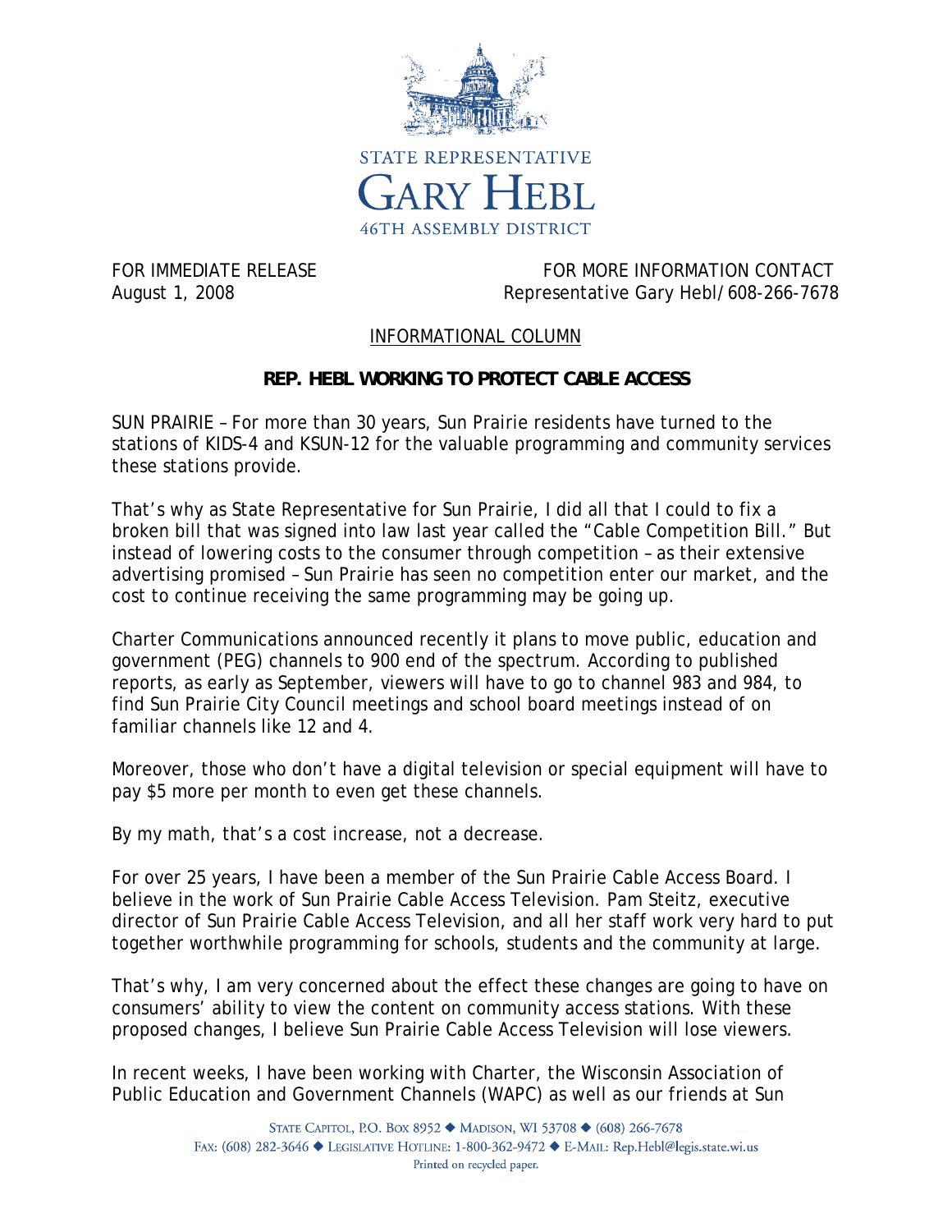STATE REPRESENTATIVE

# GARY HEBL

46TH ASSEMBLY DISTRICT

FOR IMMEDIATE RELEASE
August 1, 2008

FOR MORE INFORMATION CONTACT
Representative Gary Hebl/608-266-7678

INFORMATIONAL COLUMN

## REP. HEBL WORKING TO PROTECT CABLE ACCESS

SUN PRAIRIE – For more than 30 years, Sun Prairie residents have turned to the stations of KIDS-4 and KSUN-12 for the valuable programming and community services these stations provide.

That's why as State Representative for Sun Prairie, I did all that I could to fix a broken bill that was signed into law last year called the "Cable Competition Bill." But instead of lowering costs to the consumer through competition – as their extensive advertising promised – Sun Prairie has seen no competition enter our market, and the cost to continue receiving the same programming may be going up.

Charter Communications announced recently it plans to move public, education and government (PEG) channels to 900 end of the spectrum. According to published reports, as early as September, viewers will have to go to channel 983 and 984, to find Sun Prairie City Council meetings and school board meetings instead of on familiar channels like 12 and 4.

Moreover, those who don't have a digital television or special equipment will have to pay $5 more per month to even get these channels.

By my math, that's a cost increase, not a decrease.

For over 25 years, I have been a member of the Sun Prairie Cable Access Board. I believe in the work of Sun Prairie Cable Access Television. Pam Steitz, executive director of Sun Prairie Cable Access Television, and all her staff work very hard to put together worthwhile programming for schools, students and the community at large.

That's why, I am very concerned about the effect these changes are going to have on consumers' ability to view the content on community access stations. With these proposed changes, I believe Sun Prairie Cable Access Television will lose viewers.

In recent weeks, I have been working with Charter, the Wisconsin Association of Public Education and Government Channels (WAPC) as well as our friends at Sun

STATE CAPITOL, P.O. BOX 8952 ◆ MADISON, WI 53708 ◆ (608) 266-7678
FAX: (608) 282-3646 ◆ LEGISLATIVE HOTLINE: 1-800-362-9472 ◆ E-MAIL: Rep.Hebl@legis.state.wi.us
Printed on recycled paper.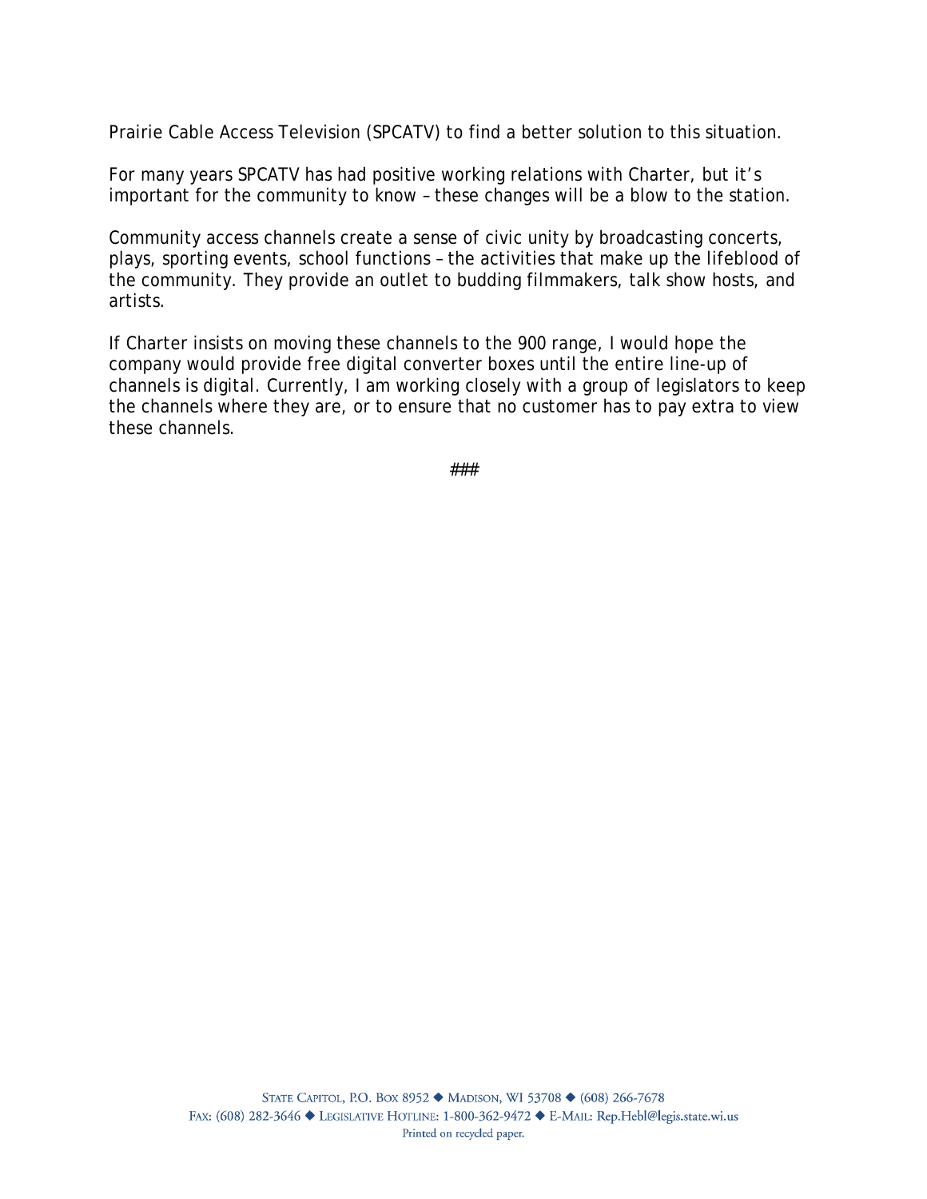Prairie Cable Access Television (SPCATV) to find a better solution to this situation.

For many years SPCATV has had positive working relations with Charter, but it's important for the community to know – these changes will be a blow to the station.

Community access channels create a sense of civic unity by broadcasting concerts, plays, sporting events, school functions – the activities that make up the lifeblood of the community. They provide an outlet to budding filmmakers, talk show hosts, and artists.

If Charter insists on moving these channels to the 900 range, I would hope the company would provide free digital converter boxes until the entire line-up of channels is digital. Currently, I am working closely with a group of legislators to keep the channels where they are, or to ensure that no customer has to pay extra to view these channels.

###